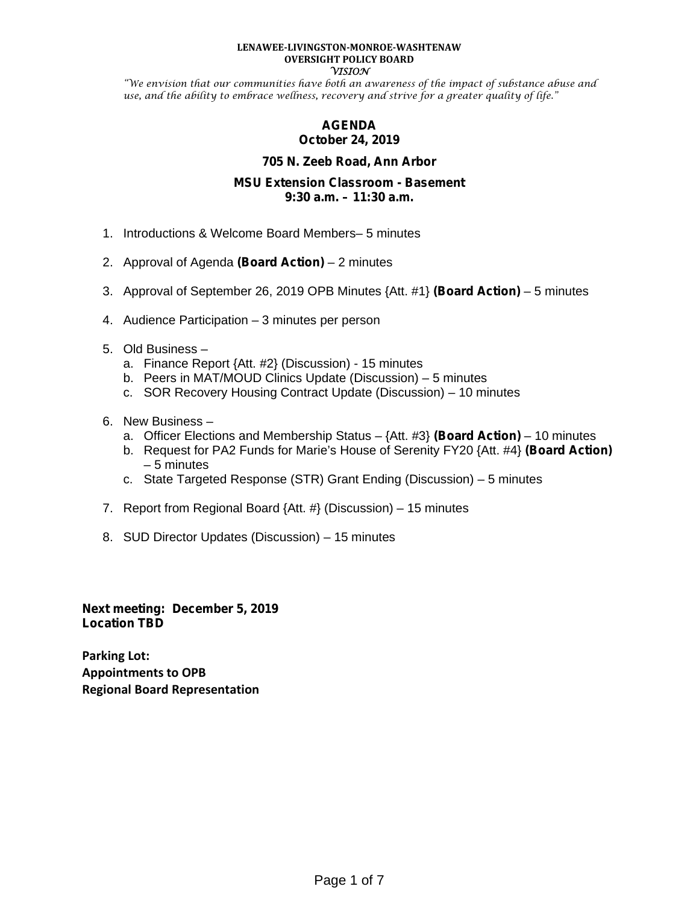**LENAWEE-LIVINGSTON-MONROE-WASHTENAW**
**OVERSIGHT POLICY BOARD**
*VISION*

*"We envision that our communities have both an awareness of the impact of substance abuse and use, and the ability to embrace wellness, recovery and strive for a greater quality of life."*

# AGENDA

**October 24, 2019**

**705 N. Zeeb Road, Ann Arbor**

**MSU Extension Classroom - Basement**
**9:30 a.m. – 11:30 a.m.**

1. Introductions & Welcome Board Members– 5 minutes
2. Approval of Agenda **(Board Action)** – 2 minutes
3. Approval of September 26, 2019 OPB Minutes {Att. #1} **(Board Action)** – 5 minutes
4. Audience Participation – 3 minutes per person
5. Old Business –
   a. Finance Report {Att. #2} (Discussion) - 15 minutes
   b. Peers in MAT/MOUD Clinics Update (Discussion) – 5 minutes
   c. SOR Recovery Housing Contract Update (Discussion) – 10 minutes
6. New Business –
   a. Officer Elections and Membership Status – {Att. #3} **(Board Action)** – 10 minutes
   b. Request for PA2 Funds for Marie's House of Serenity FY20 {Att. #4} **(Board Action)** – 5 minutes
   c. State Targeted Response (STR) Grant Ending (Discussion) – 5 minutes
7. Report from Regional Board {Att. #} (Discussion) – 15 minutes
8. SUD Director Updates (Discussion) – 15 minutes

**Next meeting: December 5, 2019**
**Location TBD**

**Parking Lot:**
**Appointments to OPB**
**Regional Board Representation**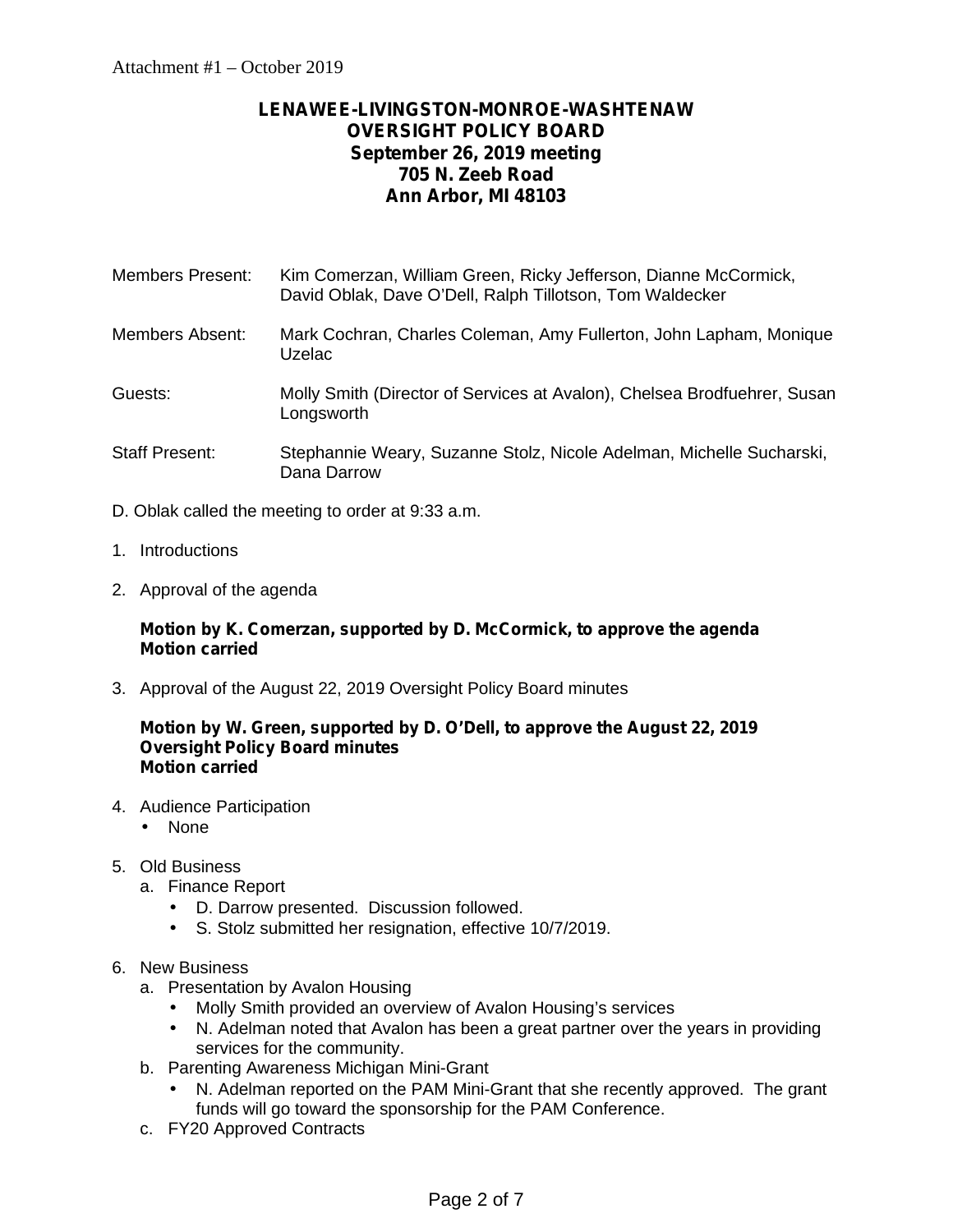Attachment #1 – October 2019

**LENAWEE-LIVINGSTON-MONROE-WASHTENAW**
**OVERSIGHT POLICY BOARD**
**September 26, 2019 meeting**
**705 N. Zeeb Road**
**Ann Arbor, MI 48103**

| | |
|---|---|
| Members Present: | Kim Comerzan, William Green, Ricky Jefferson, Dianne McCormick, David Oblak, Dave O'Dell, Ralph Tillotson, Tom Waldecker |
| Members Absent: | Mark Cochran, Charles Coleman, Amy Fullerton, John Lapham, Monique Uzelac |
| Guests: | Molly Smith (Director of Services at Avalon), Chelsea Brodfuehrer, Susan Longsworth |
| Staff Present: | Stephannie Weary, Suzanne Stolz, Nicole Adelman, Michelle Sucharski, Dana Darrow |

D. Oblak called the meeting to order at 9:33 a.m.

1. Introductions

2. Approval of the agenda

   **Motion by K. Comerzan, supported by D. McCormick, to approve the agenda**
   **Motion carried**

3. Approval of the August 22, 2019 Oversight Policy Board minutes

   **Motion by W. Green, supported by D. O'Dell, to approve the August 22, 2019 Oversight Policy Board minutes**
   **Motion carried**

4. Audience Participation
   - None

5. Old Business
   a. Finance Report
      - D. Darrow presented. Discussion followed.
      - S. Stolz submitted her resignation, effective 10/7/2019.

6. New Business
   a. Presentation by Avalon Housing
      - Molly Smith provided an overview of Avalon Housing's services
      - N. Adelman noted that Avalon has been a great partner over the years in providing services for the community.

   b. Parenting Awareness Michigan Mini-Grant
      - N. Adelman reported on the PAM Mini-Grant that she recently approved. The grant funds will go toward the sponsorship for the PAM Conference.

   c. FY20 Approved Contracts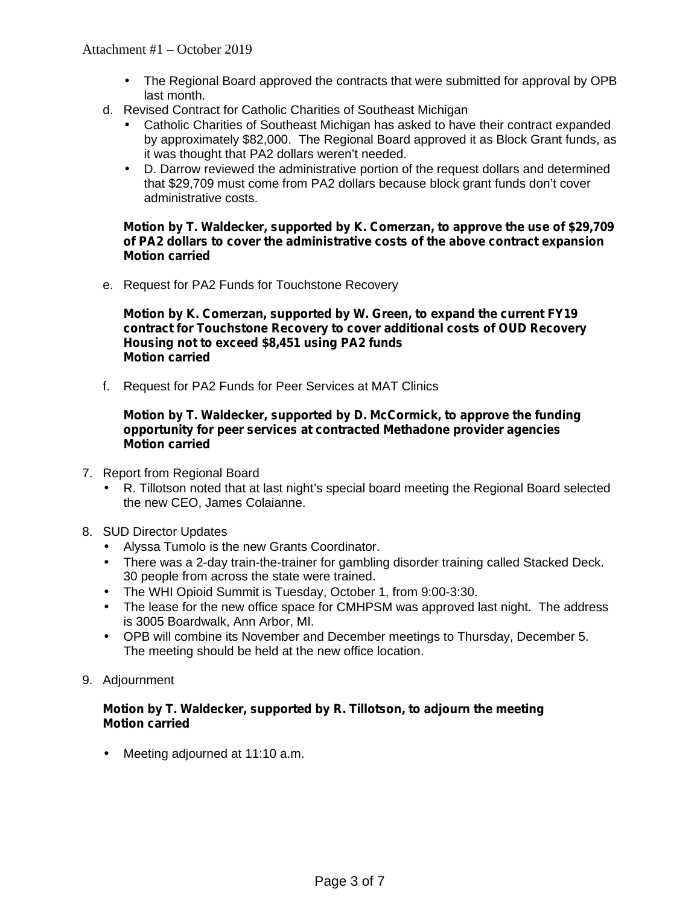- The Regional Board approved the contracts that were submitted for approval by OPB last month.

d. Revised Contract for Catholic Charities of Southeast Michigan
   - Catholic Charities of Southeast Michigan has asked to have their contract expanded by approximately $82,000. The Regional Board approved it as Block Grant funds, as it was thought that PA2 dollars weren't needed.
   - D. Darrow reviewed the administrative portion of the request dollars and determined that $29,709 must come from PA2 dollars because block grant funds don't cover administrative costs.

   **Motion by T. Waldecker, supported by K. Comerzan, to approve the use of $29,709 of PA2 dollars to cover the administrative costs of the above contract expansion**
   **Motion carried**

e. Request for PA2 Funds for Touchstone Recovery

   **Motion by K. Comerzan, supported by W. Green, to expand the current FY19 contract for Touchstone Recovery to cover additional costs of OUD Recovery Housing not to exceed $8,451 using PA2 funds**
   **Motion carried**

f. Request for PA2 Funds for Peer Services at MAT Clinics

   **Motion by T. Waldecker, supported by D. McCormick, to approve the funding opportunity for peer services at contracted Methadone provider agencies**
   **Motion carried**

7. Report from Regional Board
   - R. Tillotson noted that at last night's special board meeting the Regional Board selected the new CEO, James Colaianne.

8. SUD Director Updates
   - Alyssa Tumolo is the new Grants Coordinator.
   - There was a 2-day train-the-trainer for gambling disorder training called Stacked Deck. 30 people from across the state were trained.
   - The WHI Opioid Summit is Tuesday, October 1, from 9:00-3:30.
   - The lease for the new office space for CMHPSM was approved last night. The address is 3005 Boardwalk, Ann Arbor, MI.
   - OPB will combine its November and December meetings to Thursday, December 5. The meeting should be held at the new office location.

9. Adjournment

   **Motion by T. Waldecker, supported by R. Tillotson, to adjourn the meeting**
   **Motion carried**

   - Meeting adjourned at 11:10 a.m.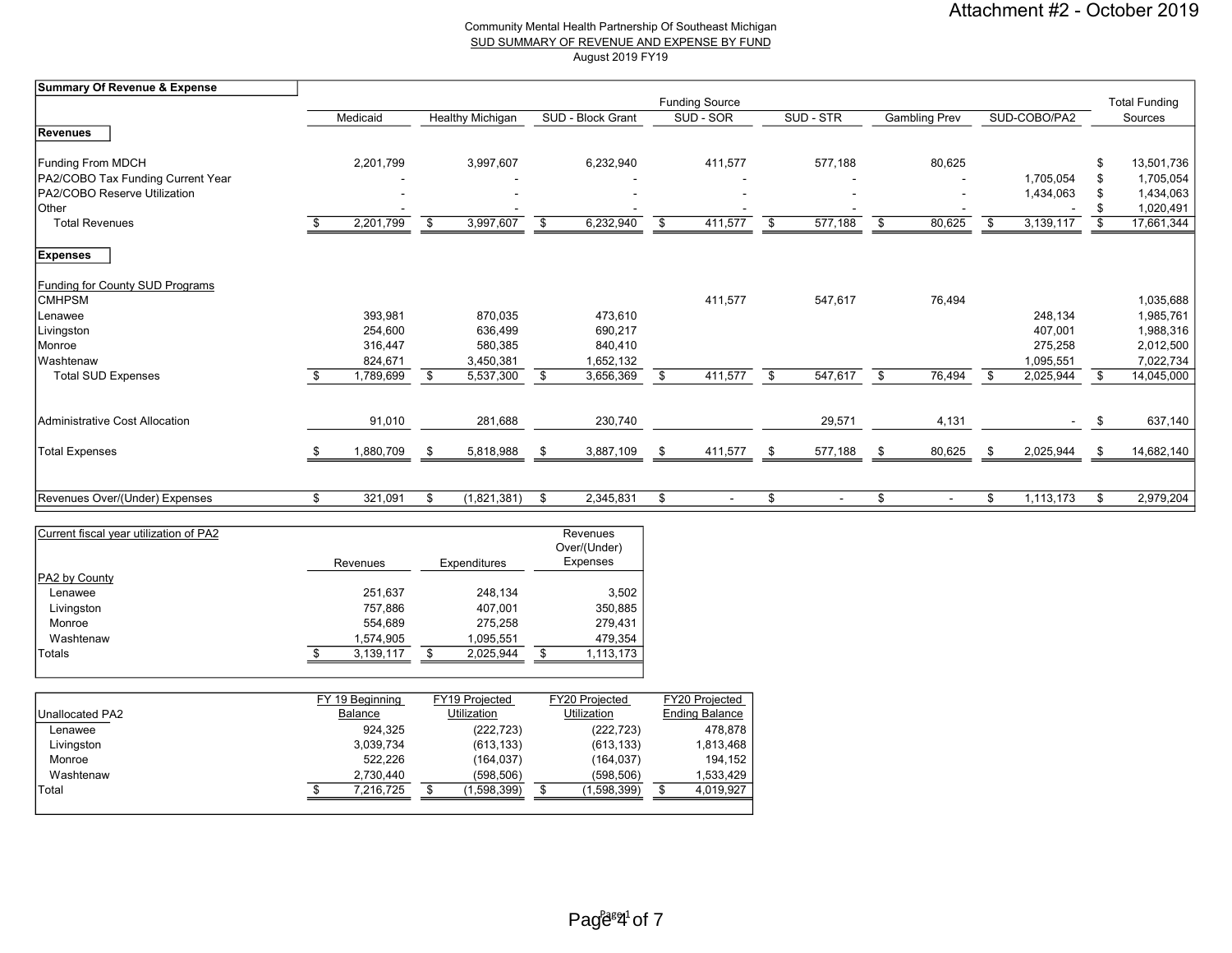Attachment #2 - October 2019

Community Mental Health Partnership Of Southeast Michigan

SUD SUMMARY OF REVENUE AND EXPENSE BY FUND

August 2019 FY19

| Summary Of Revenue & Expense | Funding Source | | | | | | | Total Funding |
|---|---|---|---|---|---|---|---|---|
| | Medicaid | Healthy Michigan | SUD - Block Grant | SUD - SOR | SUD - STR | Gambling Prev | SUD-COBO/PA2 | Sources |
| **Revenues** | | | | | | | | |
| Funding From MDCH | 2,201,799 | 3,997,607 | 6,232,940 | 411,577 | 577,188 | 80,625 | | $ 13,501,736 |
| PA2/COBO Tax Funding Current Year | - | - | - | - | - | - | 1,705,054 | $ 1,705,054 |
| PA2/COBO Reserve Utilization | - | - | - | - | - | - | 1,434,063 | $ 1,434,063 |
| Other | - | - | - | - | - | - | - | $ 1,020,491 |
| Total Revenues | $ 2,201,799 | $ 3,997,607 | $ 6,232,940 | $ 411,577 | $ 577,188 | $ 80,625 | $ 3,139,117 | $ 17,661,344 |
| **Expenses** | | | | | | | | |
| Funding for County SUD Programs | | | | | | | | |
| CMHPSM | | | | 411,577 | 547,617 | 76,494 | | 1,035,688 |
| Lenawee | 393,981 | 870,035 | 473,610 | | | | 248,134 | 1,985,761 |
| Livingston | 254,600 | 636,499 | 690,217 | | | | 407,001 | 1,988,316 |
| Monroe | 316,447 | 580,385 | 840,410 | | | | 275,258 | 2,012,500 |
| Washtenaw | 824,671 | 3,450,381 | 1,652,132 | | | | 1,095,551 | 7,022,734 |
| Total SUD Expenses | $ 1,789,699 | $ 5,537,300 | $ 3,656,369 | $ 411,577 | $ 547,617 | $ 76,494 | $ 2,025,944 | $ 14,045,000 |
| Administrative Cost Allocation | 91,010 | 281,688 | 230,740 | | 29,571 | 4,131 | - | $ 637,140 |
| Total Expenses | $ 1,880,709 | $ 5,818,988 | $ 3,887,109 | $ 411,577 | $ 577,188 | $ 80,625 | $ 2,025,944 | $ 14,682,140 |
| Revenues Over/(Under) Expenses | $ 321,091 | $ (1,821,381) | $ 2,345,831 | $ - | $ - | $ - | $ 1,113,173 | $ 2,979,204 |

| Current fiscal year utilization of PA2 | Revenues | Expenditures | Revenues Over/(Under) Expenses |
|---|---|---|---|
| PA2 by County | | | |
| Lenawee | 251,637 | 248,134 | 3,502 |
| Livingston | 757,886 | 407,001 | 350,885 |
| Monroe | 554,689 | 275,258 | 279,431 |
| Washtenaw | 1,574,905 | 1,095,551 | 479,354 |
| Totals | $ 3,139,117 | $ 2,025,944 | $ 1,113,173 |

| Unallocated PA2 | FY 19 Beginning Balance | FY19 Projected Utilization | FY20 Projected Utilization | FY20 Projected Ending Balance |
|---|---|---|---|---|
| Lenawee | 924,325 | (222,723) | (222,723) | 478,878 |
| Livingston | 3,039,734 | (613,133) | (613,133) | 1,813,468 |
| Monroe | 522,226 | (164,037) | (164,037) | 194,152 |
| Washtenaw | 2,730,440 | (598,506) | (598,506) | 1,533,429 |
| Total | $ 7,216,725 | $ (1,598,399) | $ (1,598,399) | $ 4,019,927 |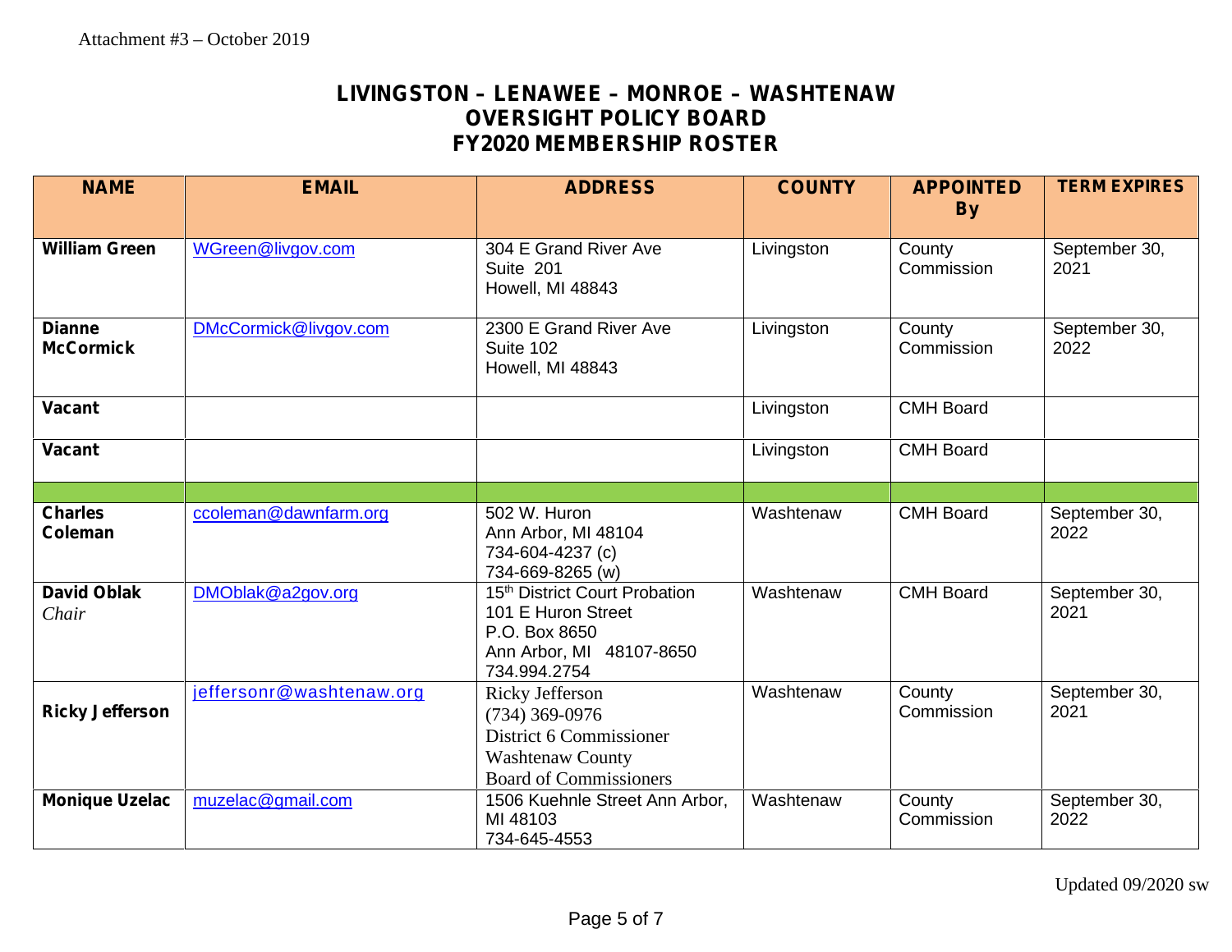Attachment #3 – October 2019

# LIVINGSTON – LENAWEE – MONROE – WASHTENAW
# OVERSIGHT POLICY BOARD
# FY2020 MEMBERSHIP ROSTER

| NAME | EMAIL | ADDRESS | COUNTY | APPOINTED By | TERM EXPIRES |
|---|---|---|---|---|---|
| **William Green** | WGreen@livgov.com | 304 E Grand River Ave<br>Suite 201<br>Howell, MI 48843 | Livingston | County Commission | September 30, 2021 |
| **Dianne McCormick** | DMcCormick@livgov.com | 2300 E Grand River Ave<br>Suite 102<br>Howell, MI 48843 | Livingston | County Commission | September 30, 2022 |
| **Vacant** | | | Livingston | CMH Board | |
| **Vacant** | | | Livingston | CMH Board | |
| | | | | | |
| **Charles Coleman** | ccoleman@dawnfarm.org | 502 W. Huron<br>Ann Arbor, MI 48104<br>734-604-4237 (c)<br>734-669-8265 (w) | Washtenaw | CMH Board | September 30, 2022 |
| **David Oblak**<br>*Chair* | DMOblak@a2gov.org | 15th District Court Probation<br>101 E Huron Street<br>P.O. Box 8650<br>Ann Arbor, MI 48107-8650<br>734.994.2754 | Washtenaw | CMH Board | September 30, 2021 |
| **Ricky Jefferson** | jeffersonr@washtenaw.org | Ricky Jefferson<br>(734) 369-0976<br>District 6 Commissioner<br>Washtenaw County<br>Board of Commissioners | Washtenaw | County Commission | September 30, 2021 |
| **Monique Uzelac** | muzelac@gmail.com | 1506 Kuehnle Street Ann Arbor, MI 48103<br>734-645-4553 | Washtenaw | County Commission | September 30, 2022 |

Updated 09/2020 sw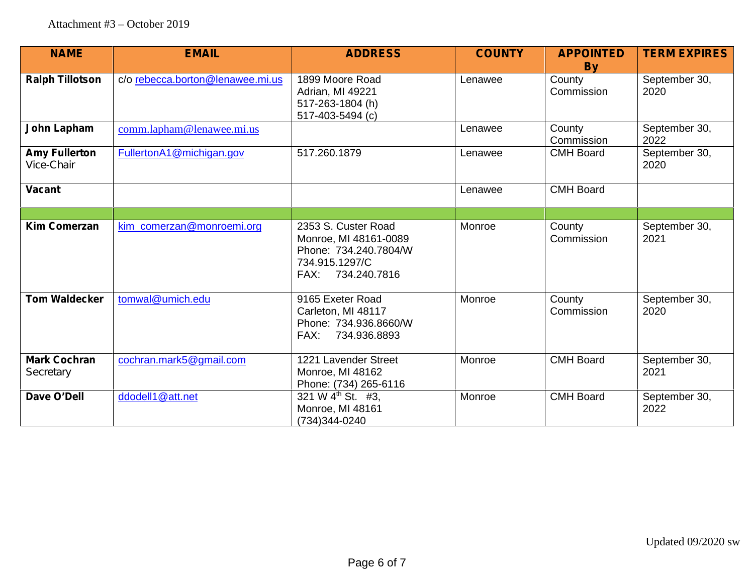Attachment #3 – October 2019

| NAME | EMAIL | ADDRESS | COUNTY | APPOINTED By | TERM EXPIRES |
|---|---|---|---|---|---|
| **Ralph Tillotson** | c/o rebecca.borton@lenawee.mi.us | 1899 Moore Road<br>Adrian, MI 49221<br>517-263-1804 (h)<br>517-403-5494 (c) | Lenawee | County Commission | September 30, 2020 |
| **John Lapham** | comm.lapham@lenawee.mi.us | | Lenawee | County Commission | September 30, 2022 |
| **Amy Fullerton**<br>Vice-Chair | FullertonA1@michigan.gov | 517.260.1879 | Lenawee | CMH Board | September 30, 2020 |
| **Vacant** | | | Lenawee | CMH Board | |
| | | | | | |
| **Kim Comerzan** | kim_comerzan@monroemi.org | 2353 S. Custer Road<br>Monroe, MI 48161-0089<br>Phone: 734.240.7804/W<br>734.915.1297/C<br>FAX: 734.240.7816 | Monroe | County Commission | September 30, 2021 |
| **Tom Waldecker** | tomwal@umich.edu | 9165 Exeter Road<br>Carleton, MI 48117<br>Phone: 734.936.8660/W<br>FAX: 734.936.8893 | Monroe | County Commission | September 30, 2020 |
| **Mark Cochran**<br>Secretary | cochran.mark5@gmail.com | 1221 Lavender Street<br>Monroe, MI 48162<br>Phone: (734) 265-6116 | Monroe | CMH Board | September 30, 2021 |
| **Dave O'Dell** | ddodell1@att.net | 321 W 4th St. #3,<br>Monroe, MI 48161<br>(734)344-0240 | Monroe | CMH Board | September 30, 2022 |

Updated 09/2020 sw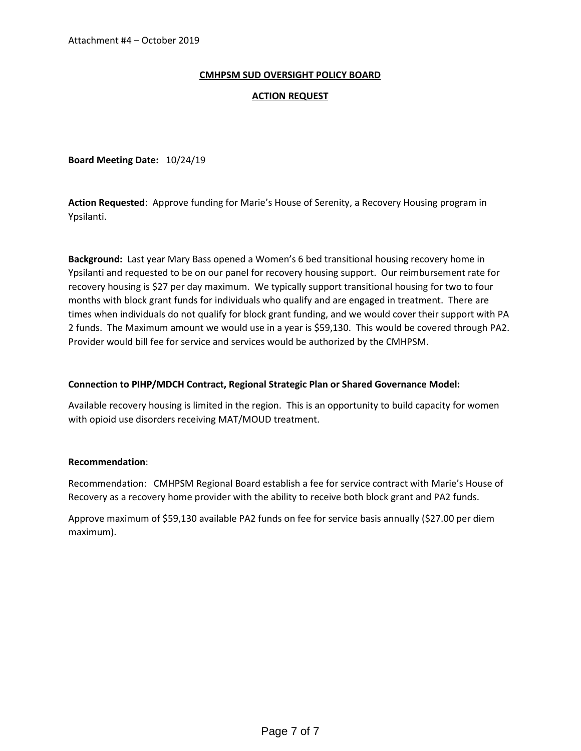Attachment #4 – October 2019

**CMHPSM SUD OVERSIGHT POLICY BOARD**

**ACTION REQUEST**

**Board Meeting Date:** 10/24/19

**Action Requested**: Approve funding for Marie's House of Serenity, a Recovery Housing program in Ypsilanti.

**Background:** Last year Mary Bass opened a Women's 6 bed transitional housing recovery home in Ypsilanti and requested to be on our panel for recovery housing support. Our reimbursement rate for recovery housing is $27 per day maximum. We typically support transitional housing for two to four months with block grant funds for individuals who qualify and are engaged in treatment. There are times when individuals do not qualify for block grant funding, and we would cover their support with PA 2 funds. The Maximum amount we would use in a year is $59,130. This would be covered through PA2. Provider would bill fee for service and services would be authorized by the CMHPSM.

**Connection to PIHP/MDCH Contract, Regional Strategic Plan or Shared Governance Model:**

Available recovery housing is limited in the region. This is an opportunity to build capacity for women with opioid use disorders receiving MAT/MOUD treatment.

**Recommendation**:

Recommendation: CMHPSM Regional Board establish a fee for service contract with Marie's House of Recovery as a recovery home provider with the ability to receive both block grant and PA2 funds.

Approve maximum of $59,130 available PA2 funds on fee for service basis annually ($27.00 per diem maximum).